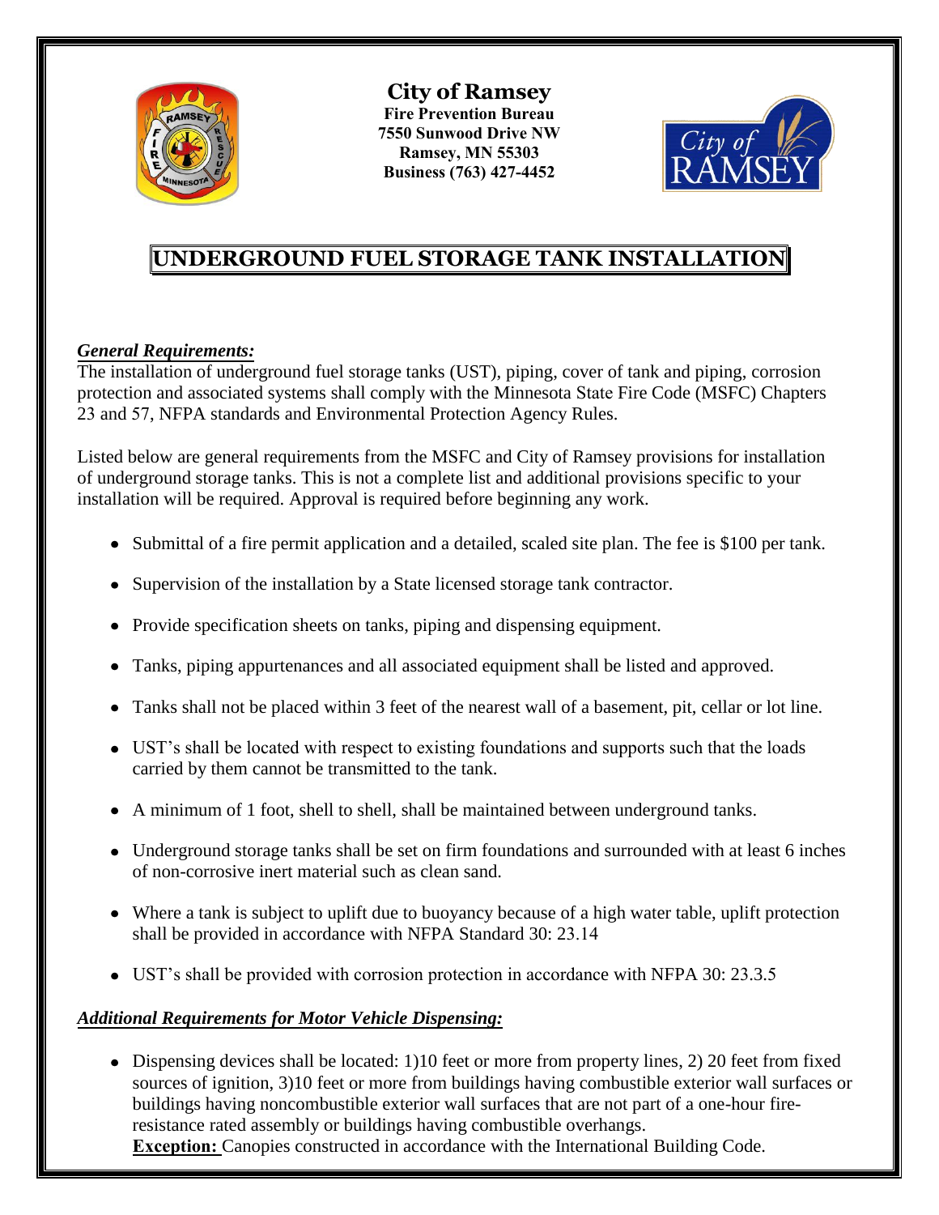**City of Ramsey**
**Fire Prevention Bureau**
**7550 Sunwood Drive NW**
**Ramsey, MN 55303**
**Business (763) 427-4452**

# UNDERGROUND FUEL STORAGE TANK INSTALLATION

***General Requirements:***

The installation of underground fuel storage tanks (UST), piping, cover of tank and piping, corrosion protection and associated systems shall comply with the Minnesota State Fire Code (MSFC) Chapters 23 and 57, NFPA standards and Environmental Protection Agency Rules.

Listed below are general requirements from the MSFC and City of Ramsey provisions for installation of underground storage tanks. This is not a complete list and additional provisions specific to your installation will be required. Approval is required before beginning any work.

- Submittal of a fire permit application and a detailed, scaled site plan. The fee is $100 per tank.
- Supervision of the installation by a State licensed storage tank contractor.
- Provide specification sheets on tanks, piping and dispensing equipment.
- Tanks, piping appurtenances and all associated equipment shall be listed and approved.
- Tanks shall not be placed within 3 feet of the nearest wall of a basement, pit, cellar or lot line.
- UST's shall be located with respect to existing foundations and supports such that the loads carried by them cannot be transmitted to the tank.
- A minimum of 1 foot, shell to shell, shall be maintained between underground tanks.
- Underground storage tanks shall be set on firm foundations and surrounded with at least 6 inches of non-corrosive inert material such as clean sand.
- Where a tank is subject to uplift due to buoyancy because of a high water table, uplift protection shall be provided in accordance with NFPA Standard 30: 23.14
- UST's shall be provided with corrosion protection in accordance with NFPA 30: 23.3.5

***Additional Requirements for Motor Vehicle Dispensing:***

- Dispensing devices shall be located: 1)10 feet or more from property lines, 2) 20 feet from fixed sources of ignition, 3)10 feet or more from buildings having combustible exterior wall surfaces or buildings having noncombustible exterior wall surfaces that are not part of a one-hour fire-resistance rated assembly or buildings having combustible overhangs.
  **Exception:** Canopies constructed in accordance with the International Building Code.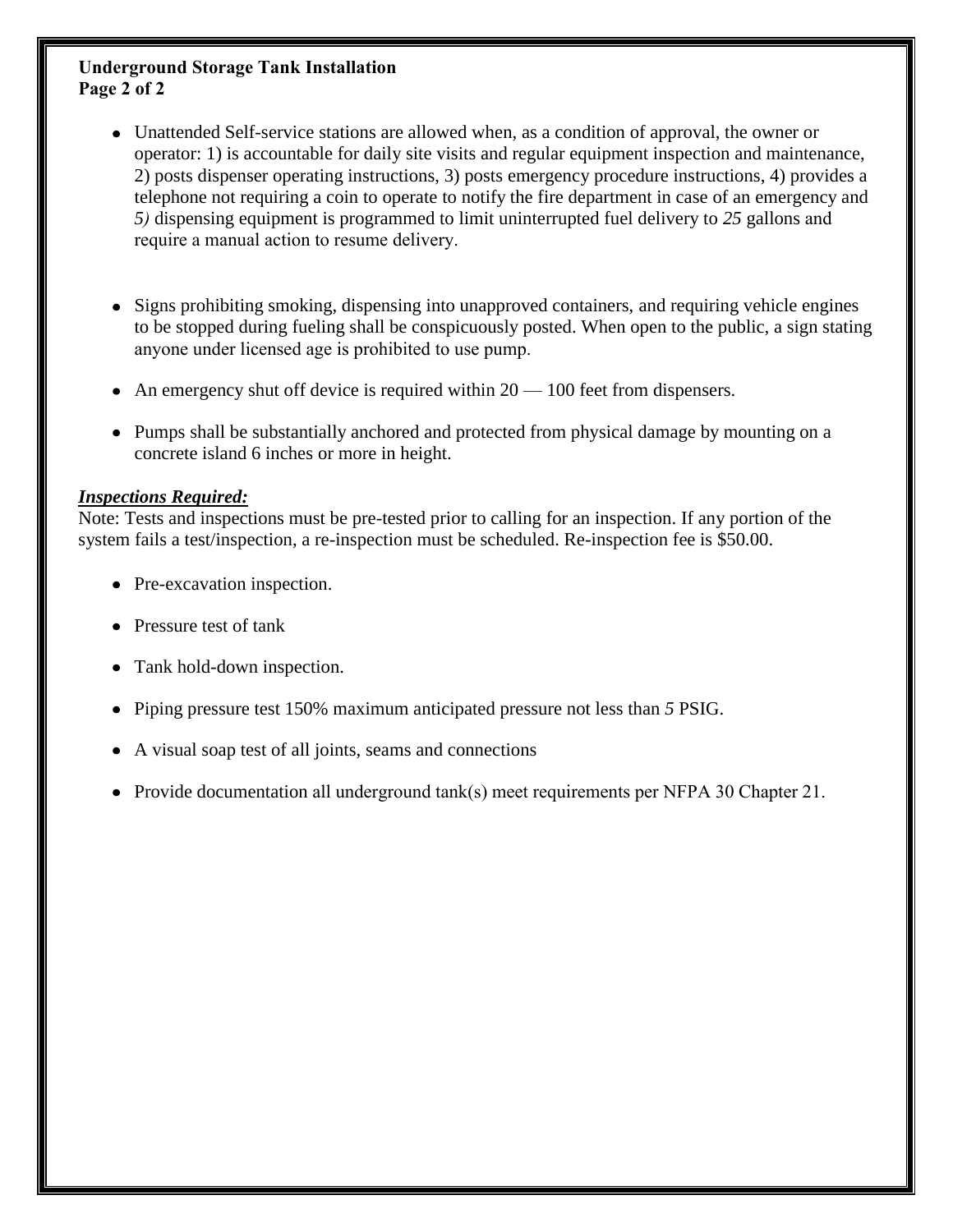- Unattended Self-service stations are allowed when, as a condition of approval, the owner or operator: 1) is accountable for daily site visits and regular equipment inspection and maintenance, 2) posts dispenser operating instructions, 3) posts emergency procedure instructions, 4) provides a telephone not requiring a coin to operate to notify the fire department in case of an emergency and *5)* dispensing equipment is programmed to limit uninterrupted fuel delivery to *25* gallons and require a manual action to resume delivery.

- Signs prohibiting smoking, dispensing into unapproved containers, and requiring vehicle engines to be stopped during fueling shall be conspicuously posted. When open to the public, a sign stating anyone under licensed age is prohibited to use pump.

- An emergency shut off device is required within 20 — 100 feet from dispensers.

- Pumps shall be substantially anchored and protected from physical damage by mounting on a concrete island 6 inches or more in height.

***Inspections Required:***

Note: Tests and inspections must be pre-tested prior to calling for an inspection. If any portion of the system fails a test/inspection, a re-inspection must be scheduled. Re-inspection fee is $50.00.

- Pre-excavation inspection.

- Pressure test of tank

- Tank hold-down inspection.

- Piping pressure test 150% maximum anticipated pressure not less than *5* PSIG.

- A visual soap test of all joints, seams and connections

- Provide documentation all underground tank(s) meet requirements per NFPA 30 Chapter 21.